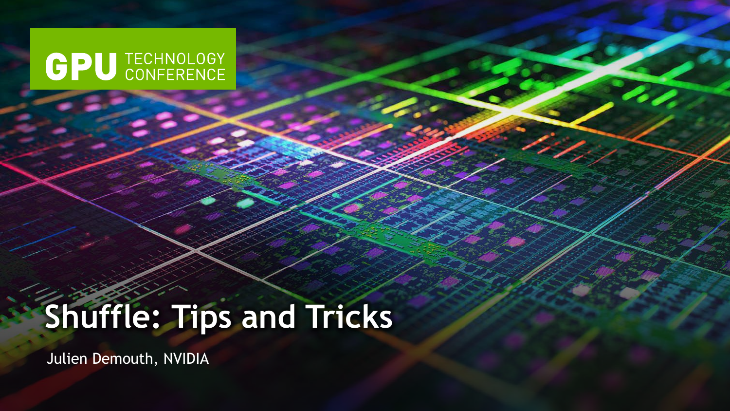GPU TECHNOLOGY CONFERENCE

# Shuffle: Tips and Tricks

Julien Demouth, NVIDIA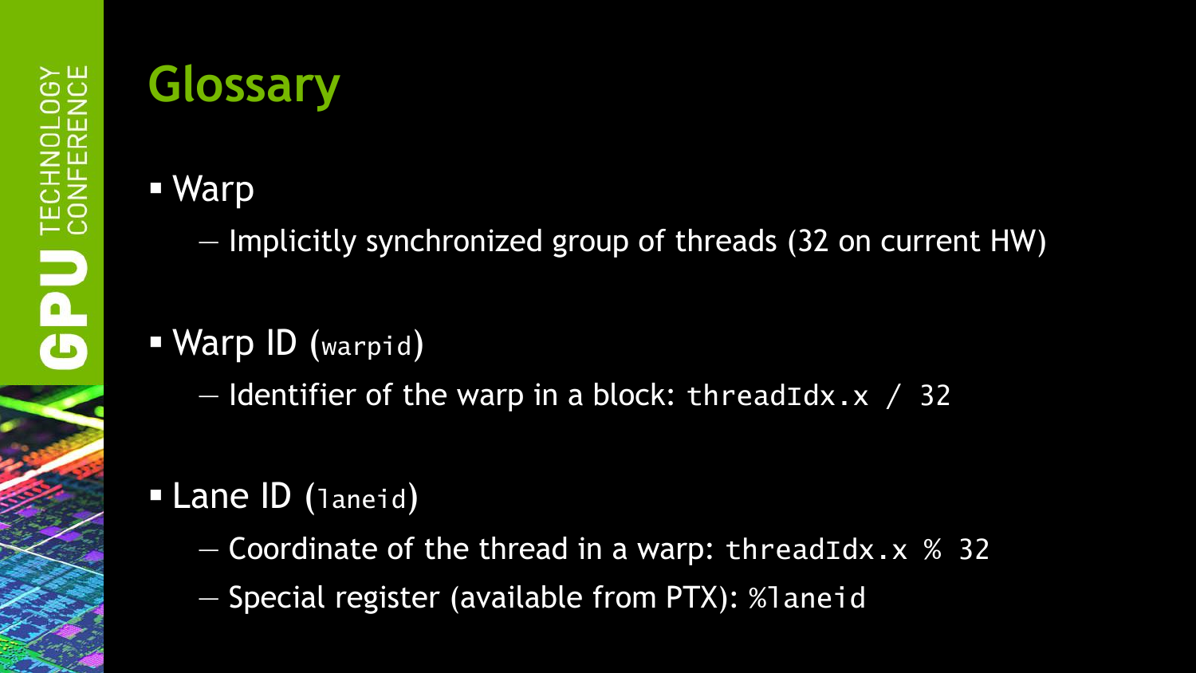# Glossary

- Warp
  - Implicitly synchronized group of threads (32 on current HW)
- Warp ID (`warpid`)
  - Identifier of the warp in a block: `threadIdx.x / 32`
- Lane ID (`laneid`)
  - Coordinate of the thread in a warp: `threadIdx.x % 32`
  - Special register (available from PTX): `%laneid`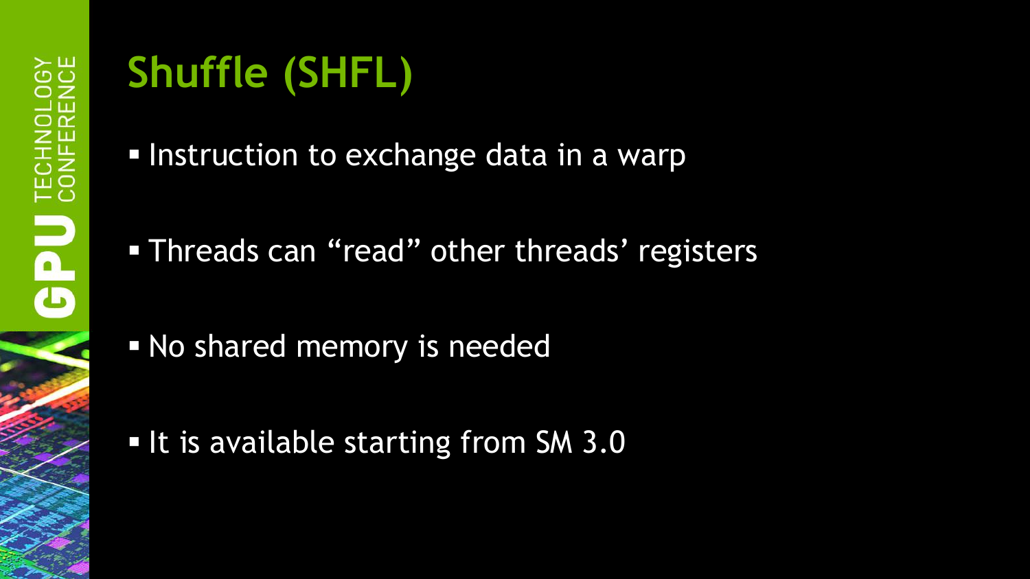# Shuffle (SHFL)

- Instruction to exchange data in a warp
- Threads can “read” other threads’ registers
- No shared memory is needed
- It is available starting from SM 3.0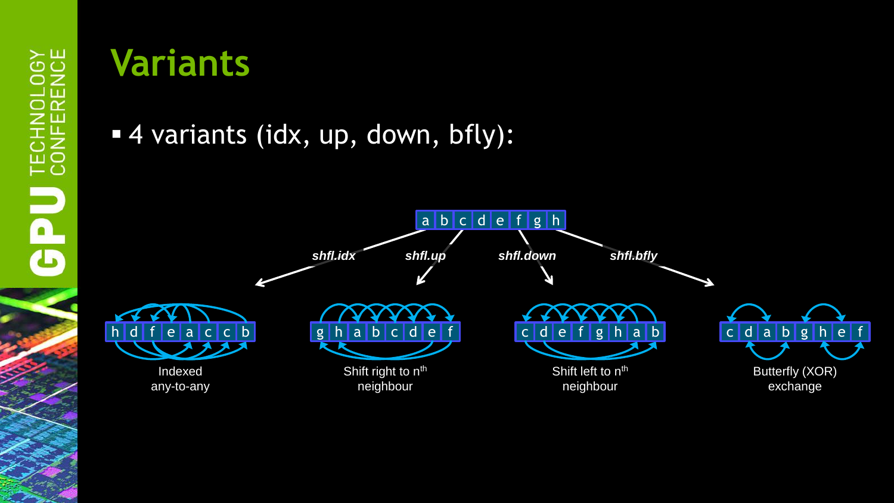# Variants

- 4 variants (idx, up, down, bfly):

a b c d e f g h

*shfl.idx* *shfl.up* *shfl.down* *shfl.bfly*

h d f e a c c b

Indexed any-to-any

g h a b c d e f

Shift right to $n^{th}$ neighbour

c d e f g h a b

Shift left to $n^{th}$ neighbour

c d a b g h e f

Butterfly (XOR) exchange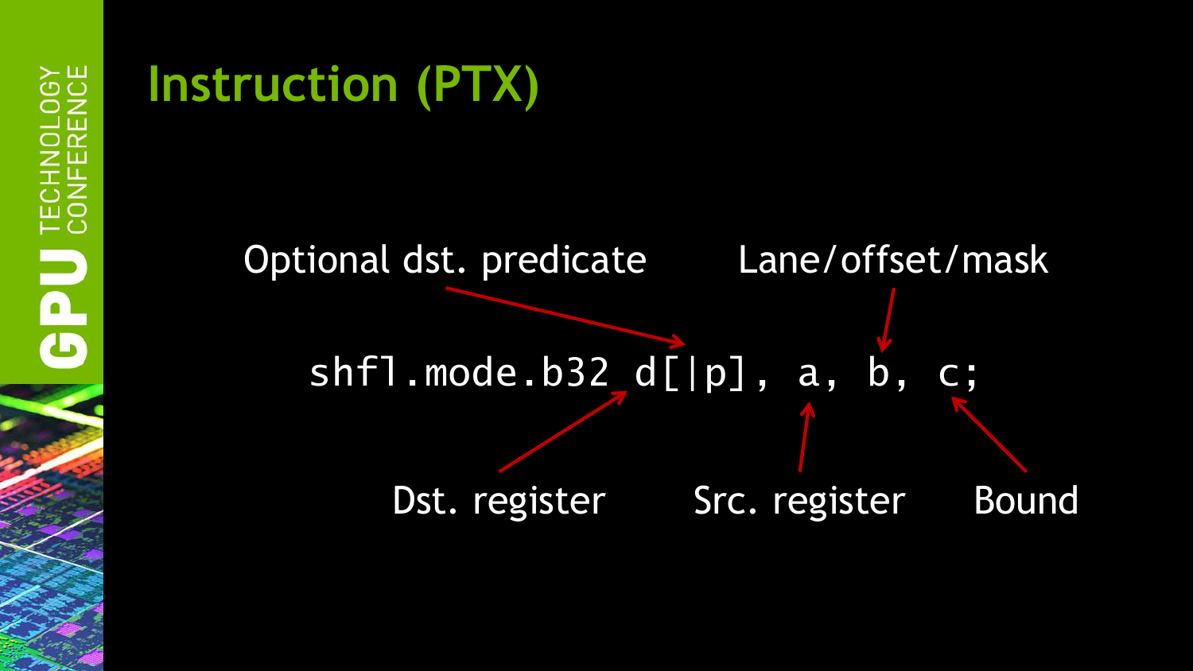# Instruction (PTX)

Optional dst. predicate

Lane/offset/mask

```
shfl.mode.b32 d[|p], a, b, c;
```

Dst. register

Src. register

Bound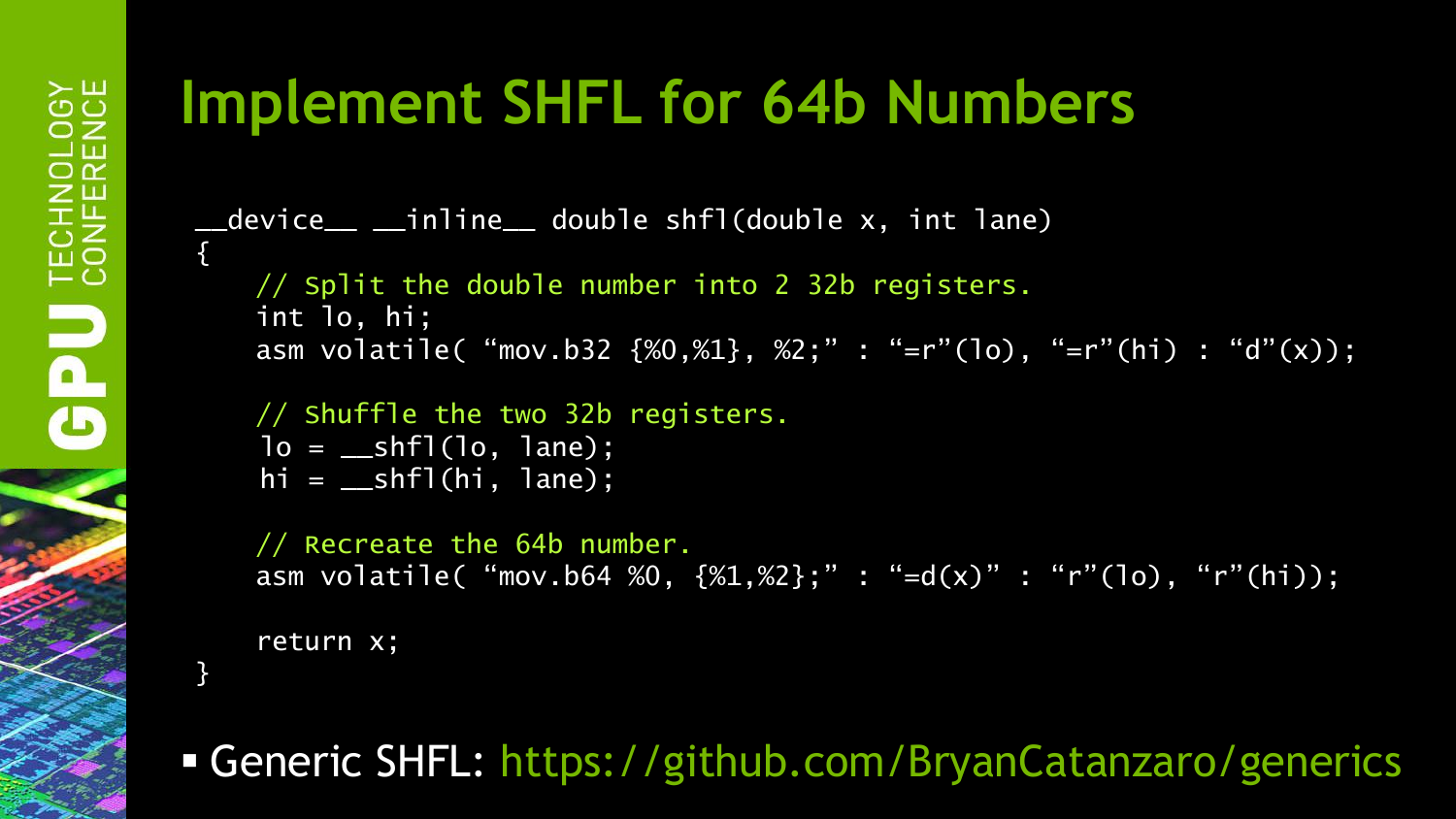# Implement SHFL for 64b Numbers

```
__device__ __inline__ double shfl(double x, int lane)
{
    // Split the double number into 2 32b registers.
    int lo, hi;
    asm volatile( “mov.b32 {%0,%1}, %2;” : “=r”(lo), “=r”(hi) : “d”(x));

    // Shuffle the two 32b registers.
    lo = __shfl(lo, lane);
    hi = __shfl(hi, lane);

    // Recreate the 64b number.
    asm volatile( “mov.b64 %0, {%1,%2};” : “=d(x)” : “r”(lo), “r”(hi));

    return x;
}
```

- Generic SHFL: https://github.com/BryanCatanzaro/generics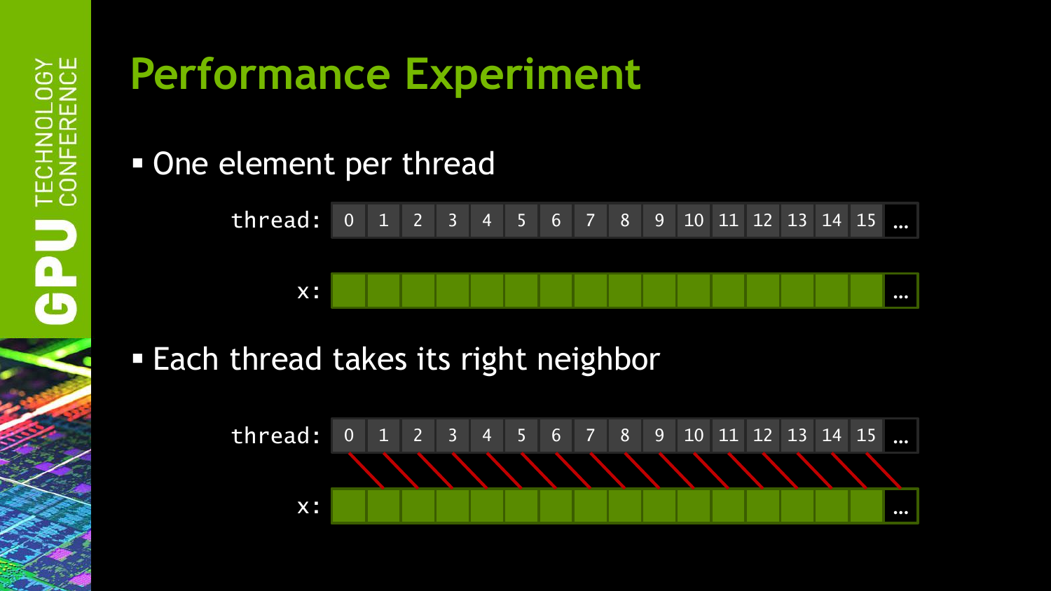# Performance Experiment

- One element per thread

thread: 0 1 2 3 4 5 6 7 8 9 10 11 12 13 14 15 …

x: …

- Each thread takes its right neighbor

thread: 0 1 2 3 4 5 6 7 8 9 10 11 12 13 14 15 …

x: …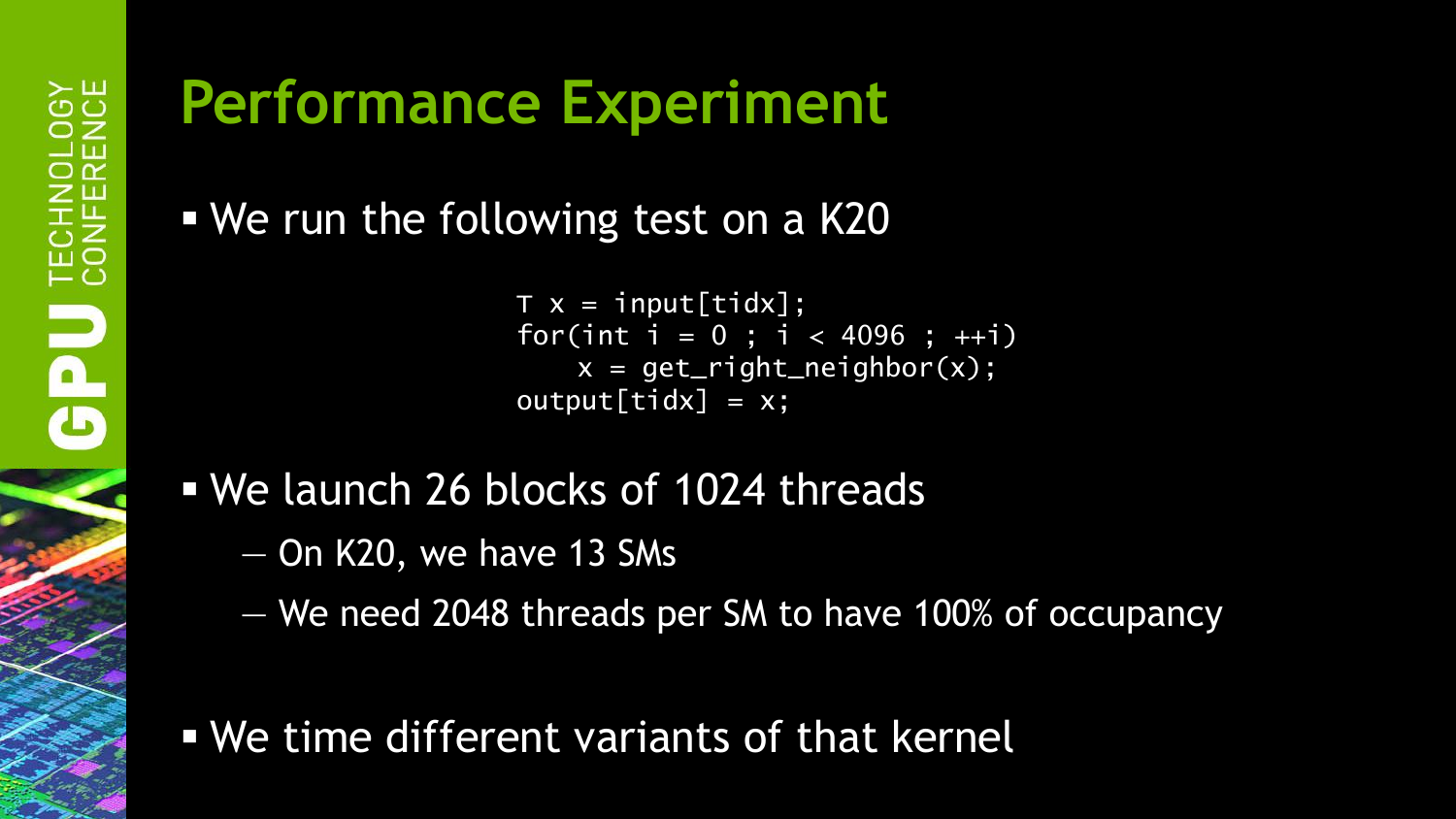# Performance Experiment

- We run the following test on a K20

```
T x = input[tidx];
for(int i = 0 ; i < 4096 ; ++i)
    x = get_right_neighbor(x);
output[tidx] = x;
```

- We launch 26 blocks of 1024 threads
  - On K20, we have 13 SMs
  - We need 2048 threads per SM to have 100% of occupancy
- We time different variants of that kernel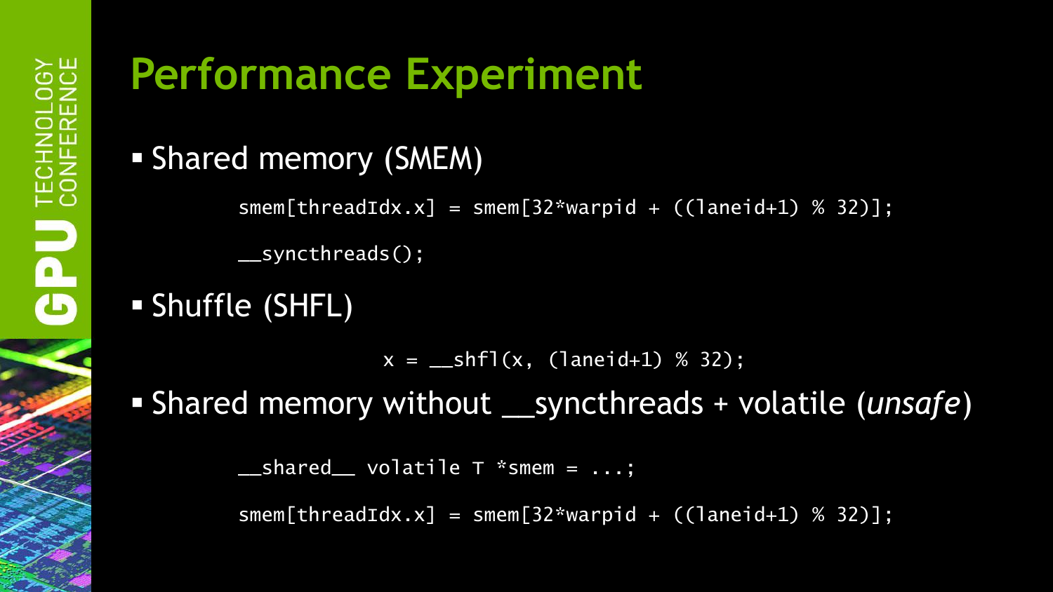# Performance Experiment

- Shared memory (SMEM)

```
smem[threadIdx.x] = smem[32*warpid + ((laneid+1) % 32)];
__syncthreads();
```

- Shuffle (SHFL)

```
x = __shfl(x, (laneid+1) % 32);
```

- Shared memory without __syncthreads + volatile (*unsafe*)

```
__shared__ volatile T *smem = ...;
smem[threadIdx.x] = smem[32*warpid + ((laneid+1) % 32)];
```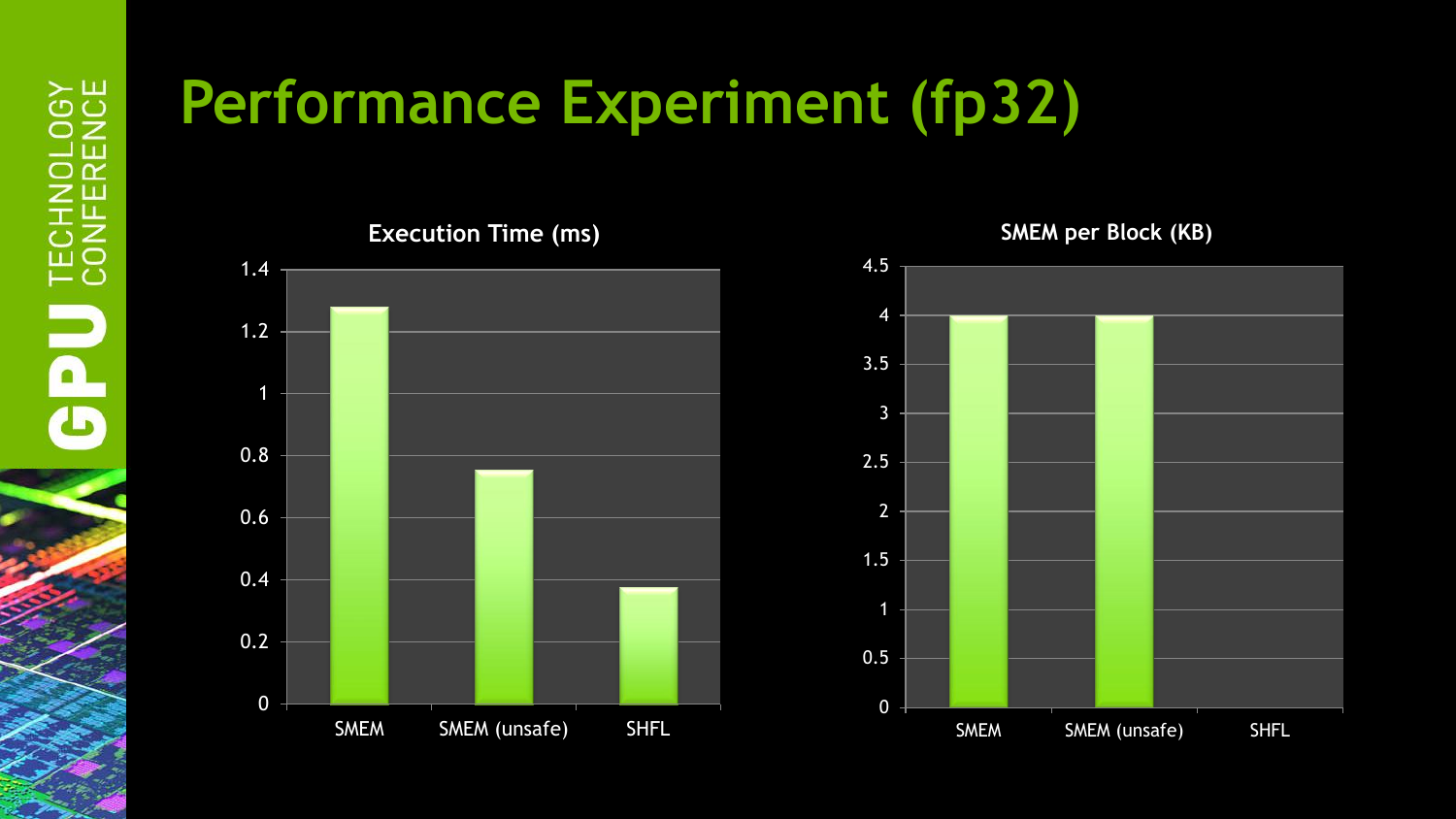# Performance Experiment (fp32)

**Execution Time (ms)**

| | Execution Time (ms) |
|---|---|
| SMEM | ~1.28 |
| SMEM (unsafe) | ~0.75 |
| SHFL | ~0.37 |

**SMEM per Block (KB)**

| | SMEM per Block (KB) |
|---|---|
| SMEM | 4 |
| SMEM (unsafe) | 4 |
| SHFL | 0 |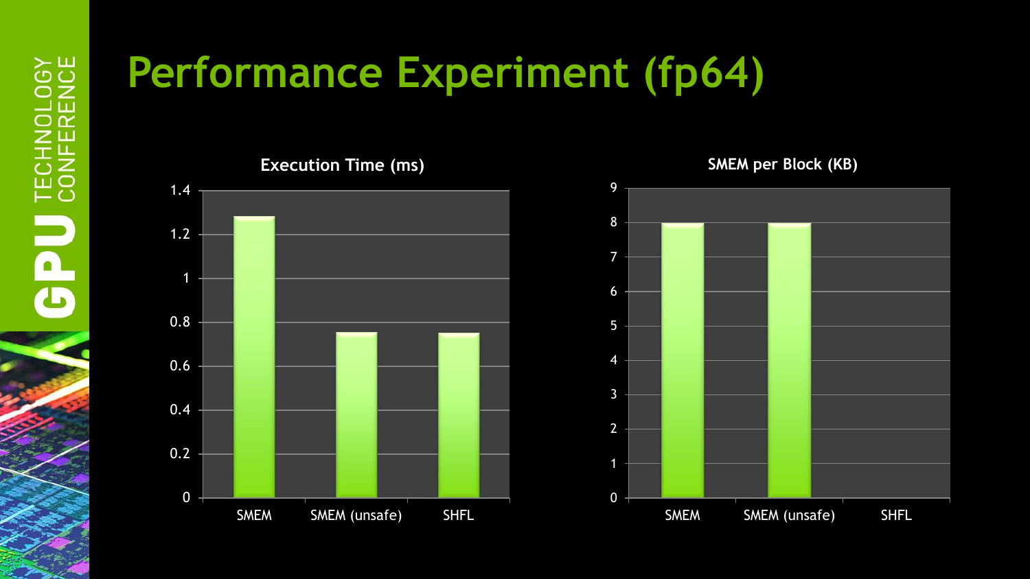# Performance Experiment (fp64)

**Execution Time (ms)**

| | Execution Time (ms) |
|---|---|
| SMEM | 1.28 |
| SMEM (unsafe) | 0.75 |
| SHFL | 0.75 |

**SMEM per Block (KB)**

| | SMEM per Block (KB) |
|---|---|
| SMEM | 8 |
| SMEM (unsafe) | 8 |
| SHFL | 0 |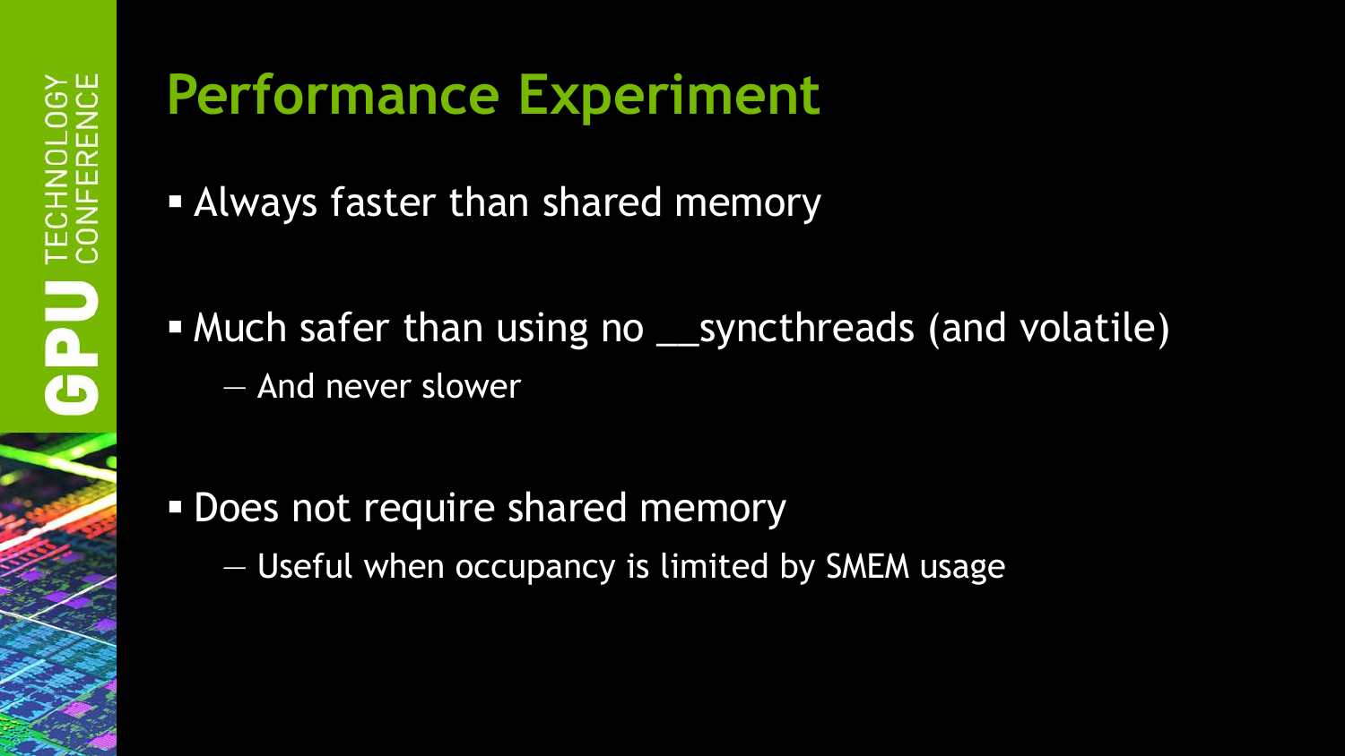# Performance Experiment

- Always faster than shared memory
- Much safer than using no __syncthreads (and volatile)
  - And never slower
- Does not require shared memory
  - Useful when occupancy is limited by SMEM usage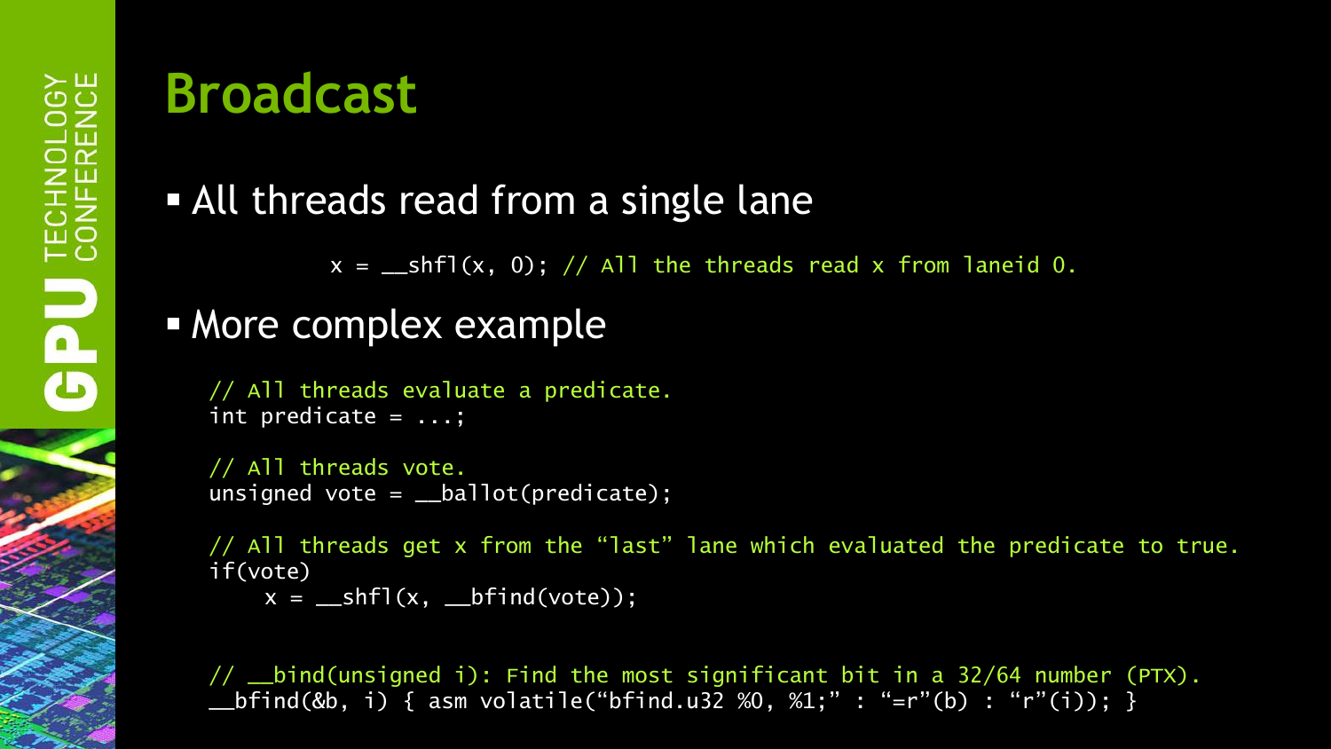# Broadcast

- All threads read from a single lane

```
x = __shfl(x, 0); // All the threads read x from laneid 0.
```

- More complex example

```
// All threads evaluate a predicate.
int predicate = ...;

// All threads vote.
unsigned vote = __ballot(predicate);

// All threads get x from the "last" lane which evaluated the predicate to true.
if(vote)
    x = __shfl(x, __bfind(vote));


// __bind(unsigned i): Find the most significant bit in a 32/64 number (PTX).
__bfind(&b, i) { asm volatile("bfind.u32 %0, %1;" : "=r"(b) : "r"(i)); }
```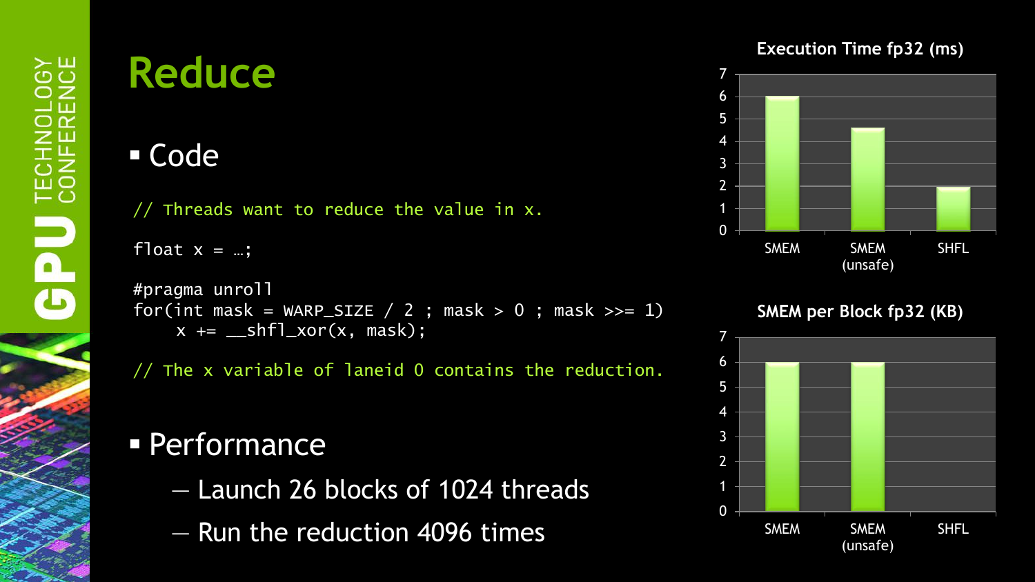# Reduce

- Code

```
// Threads want to reduce the value in x.

float x = …;

#pragma unroll
for(int mask = WARP_SIZE / 2 ; mask > 0 ; mask >>= 1)
    x += __shfl_xor(x, mask);

// The x variable of laneid 0 contains the reduction.
```

- Performance
  - Launch 26 blocks of 1024 threads
  - Run the reduction 4096 times

**Execution Time fp32 (ms)**

| | SMEM | SMEM (unsafe) | SHFL |
|---|---|---|---|
| Execution Time fp32 (ms) | 6 | 4.6 | 1.9 |

**SMEM per Block fp32 (KB)**

| | SMEM | SMEM (unsafe) | SHFL |
|---|---|---|---|
| SMEM per Block fp32 (KB) | 6 | 6 | 0 |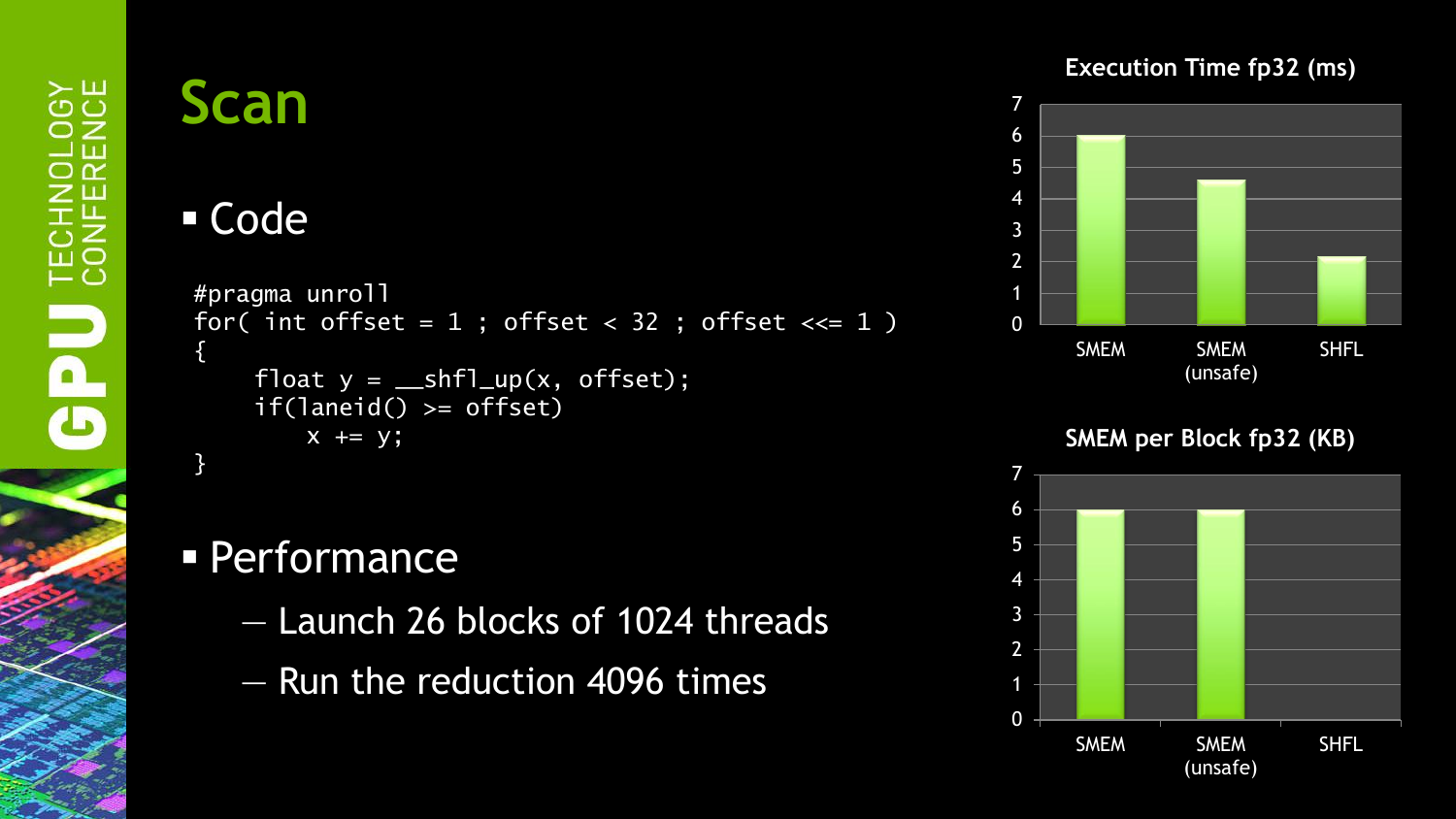# Scan

- Code

```
#pragma unroll
for( int offset = 1 ; offset < 32 ; offset <<= 1 )
{
    float y = __shfl_up(x, offset);
    if(laneid() >= offset)
        x += y;
}
```

- Performance
  - Launch 26 blocks of 1024 threads
  - Run the reduction 4096 times

**Execution Time fp32 (ms)**

| | SMEM | SMEM (unsafe) | SHFL |
|---|---|---|---|
| Execution Time fp32 (ms) | ~6 | ~4.6 | ~2.2 |

**SMEM per Block fp32 (KB)**

| | SMEM | SMEM (unsafe) | SHFL |
|---|---|---|---|
| SMEM per Block fp32 (KB) | 6 | 6 | 0 |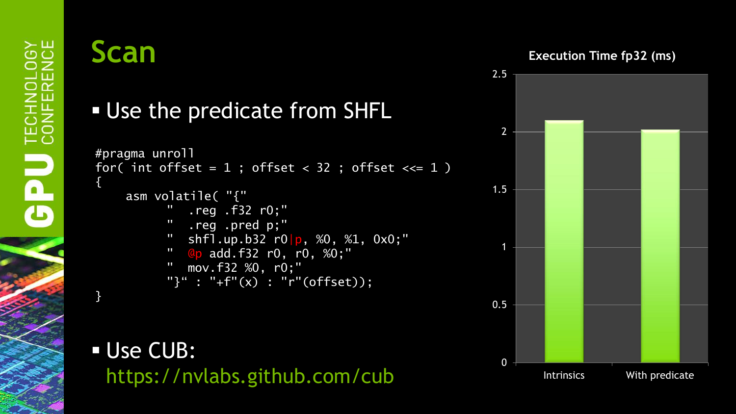# Scan

- Use the predicate from SHFL

```
#pragma unroll
for( int offset = 1 ; offset < 32 ; offset <<= 1 )
{
    asm volatile( "{"
          "  .reg .f32 r0;"
          "  .reg .pred p;"
          "  shfl.up.b32 r0|p, %0, %1, 0x0;"
          "  @p add.f32 r0, r0, %0;"
          "  mov.f32 %0, r0;"
          "}" : "+f"(x) : "r"(offset));
}
```

- Use CUB:
  https://nvlabs.github.com/cub

**Execution Time fp32 (ms)**

| | Execution Time fp32 (ms) |
| --- | --- |
| Intrinsics | ~2.1 |
| With predicate | ~2.02 |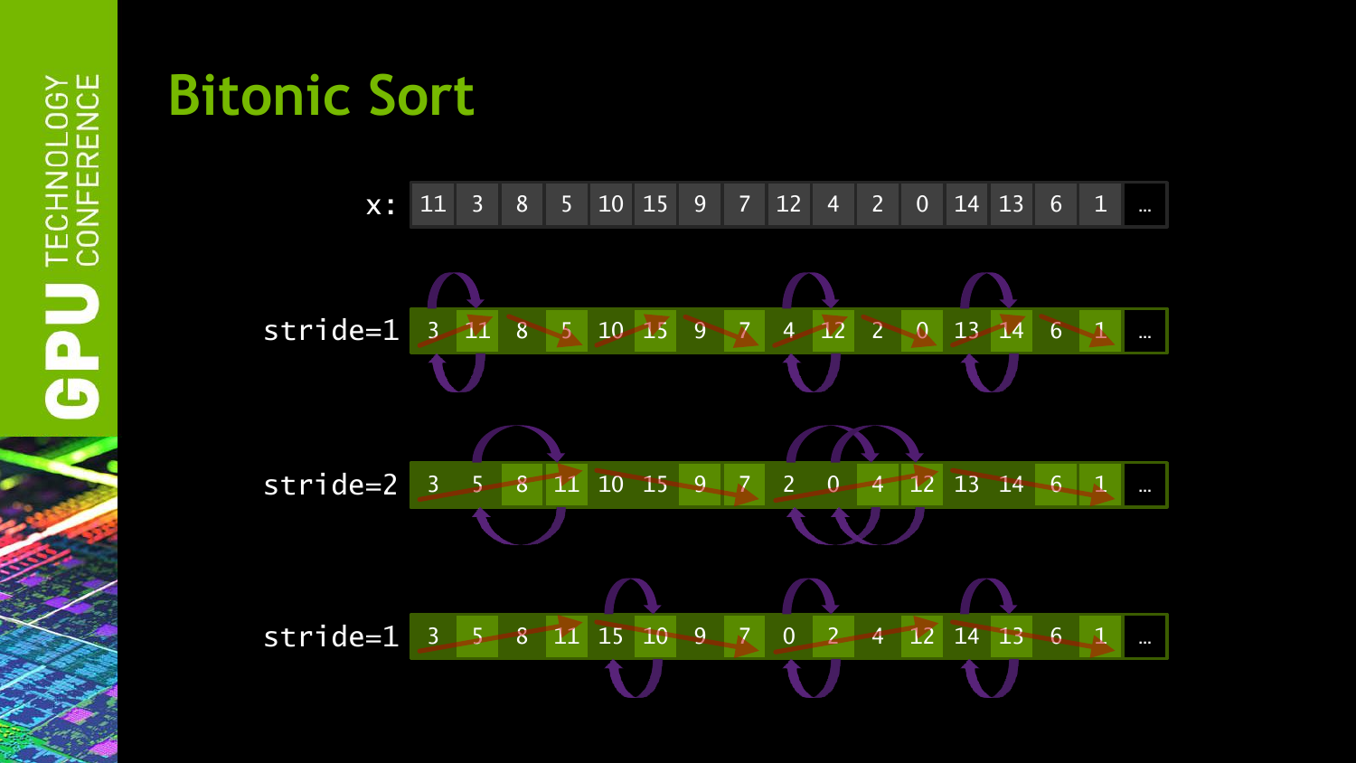# Bitonic Sort

| | | | | | | | | | | | | | | | | |
|---|---|---|---|---|---|---|---|---|---|---|---|---|---|---|---|---|
| x: | 11 | 3 | 8 | 5 | 10 | 15 | 9 | 7 | 12 | 4 | 2 | 0 | 14 | 13 | 6 | 1 | … |
| stride=1 | 3 | 11 | 8 | 5 | 10 | 15 | 9 | 7 | 4 | 12 | 2 | 0 | 13 | 14 | 6 | 1 | … |
| stride=2 | 3 | 5 | 8 | 11 | 10 | 15 | 9 | 7 | 2 | 0 | 4 | 12 | 13 | 14 | 6 | 1 | … |
| stride=1 | 3 | 5 | 8 | 11 | 15 | 10 | 9 | 7 | 0 | 2 | 4 | 12 | 14 | 13 | 6 | 1 | … |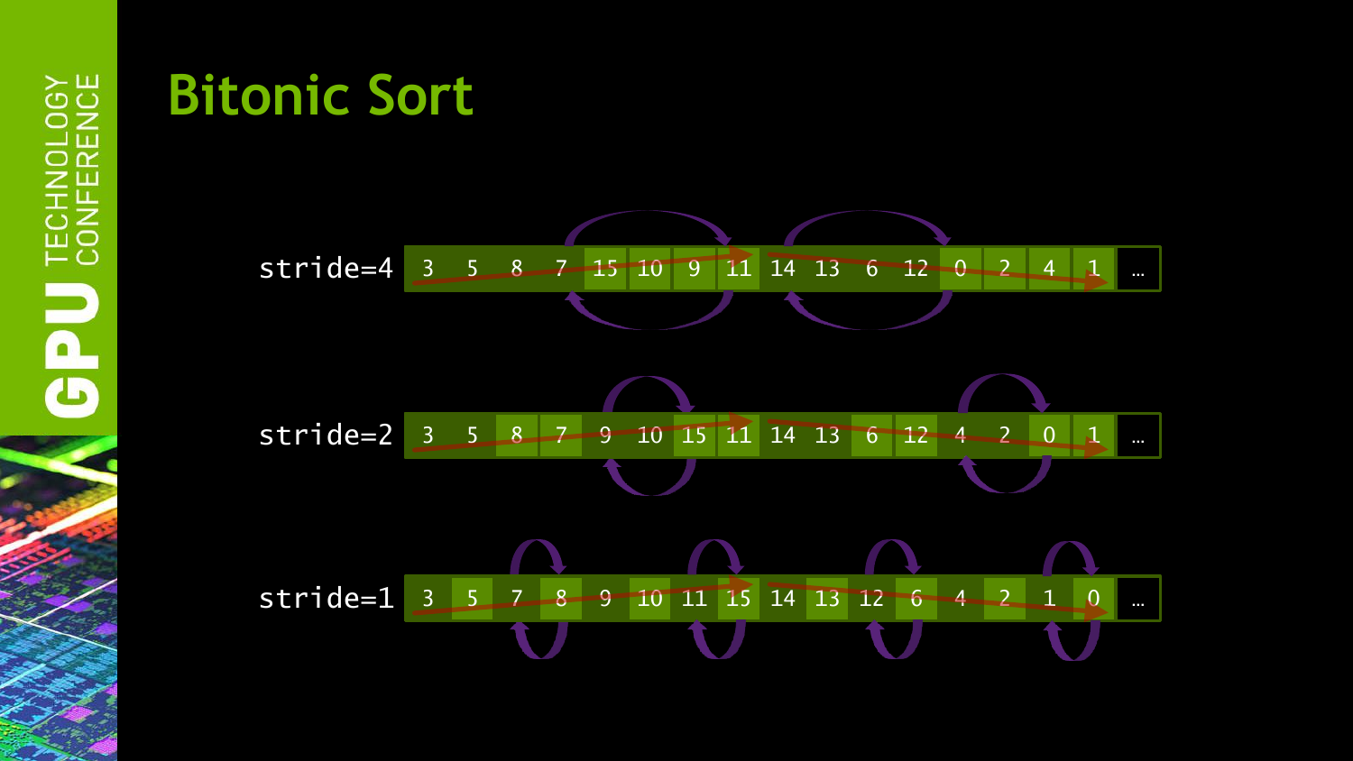# Bitonic Sort

| stride=4 | 3 | 5 | 8 | 7 | 15 | 10 | 9 | 11 | 14 | 13 | 6 | 12 | 0 | 2 | 4 | 1 | … |
|---|---|---|---|---|---|---|---|---|---|---|---|---|---|---|---|---|---|
| stride=2 | 3 | 5 | 8 | 7 | 9 | 10 | 15 | 11 | 14 | 13 | 6 | 12 | 4 | 2 | 0 | 1 | … |
| stride=1 | 3 | 5 | 7 | 8 | 9 | 10 | 11 | 15 | 14 | 13 | 12 | 6 | 4 | 2 | 1 | 0 | … |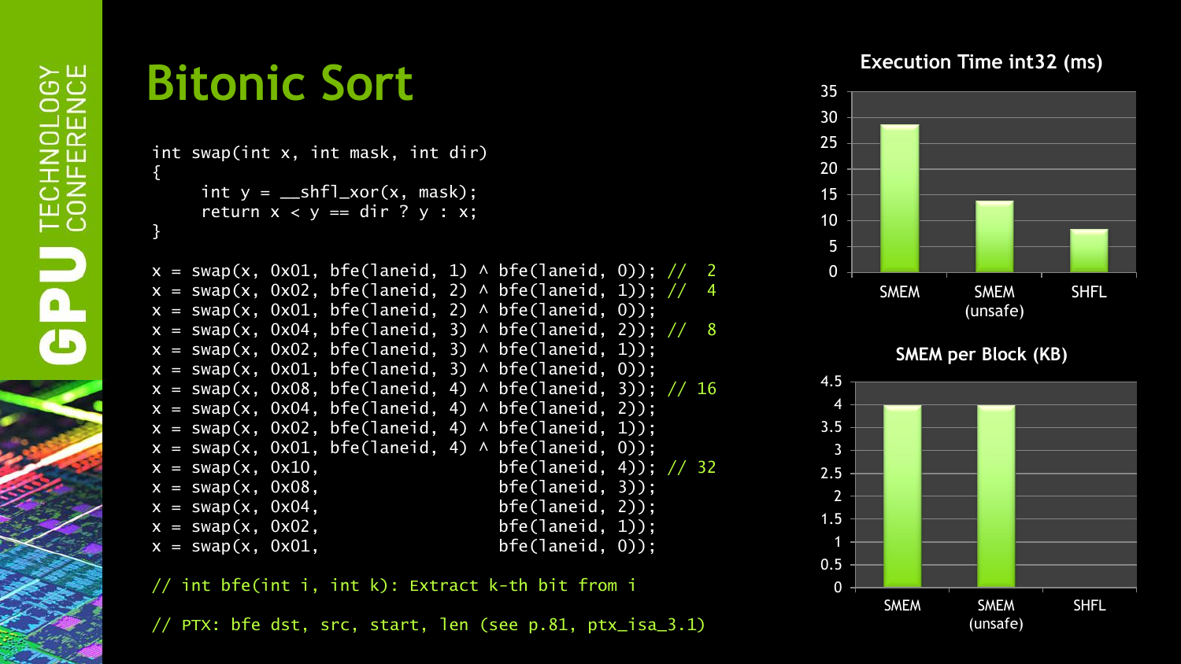# Bitonic Sort

```
int swap(int x, int mask, int dir)
{
     int y = __shfl_xor(x, mask);
     return x < y == dir ? y : x;
}

x = swap(x, 0x01, bfe(laneid, 1) ^ bfe(laneid, 0)); //  2
x = swap(x, 0x02, bfe(laneid, 2) ^ bfe(laneid, 1)); //  4
x = swap(x, 0x01, bfe(laneid, 2) ^ bfe(laneid, 0));
x = swap(x, 0x04, bfe(laneid, 3) ^ bfe(laneid, 2)); //  8
x = swap(x, 0x02, bfe(laneid, 3) ^ bfe(laneid, 1));
x = swap(x, 0x01, bfe(laneid, 3) ^ bfe(laneid, 0));
x = swap(x, 0x08, bfe(laneid, 4) ^ bfe(laneid, 3)); // 16
x = swap(x, 0x04, bfe(laneid, 4) ^ bfe(laneid, 2));
x = swap(x, 0x02, bfe(laneid, 4) ^ bfe(laneid, 1));
x = swap(x, 0x01, bfe(laneid, 4) ^ bfe(laneid, 0));
x = swap(x, 0x10,                  bfe(laneid, 4)); // 32
x = swap(x, 0x08,                  bfe(laneid, 3));
x = swap(x, 0x04,                  bfe(laneid, 2));
x = swap(x, 0x02,                  bfe(laneid, 1));
x = swap(x, 0x01,                  bfe(laneid, 0));

// int bfe(int i, int k): Extract k-th bit from i

// PTX: bfe dst, src, start, len (see p.81, ptx_isa_3.1)
```

**Execution Time int32 (ms)**

| SMEM | SMEM (unsafe) | SHFL |
|---|---|---|
| ~28.5 | ~13.8 | ~8.3 |

**SMEM per Block (KB)**

| SMEM | SMEM (unsafe) | SHFL |
|---|---|---|
| 4 | 4 | 0 |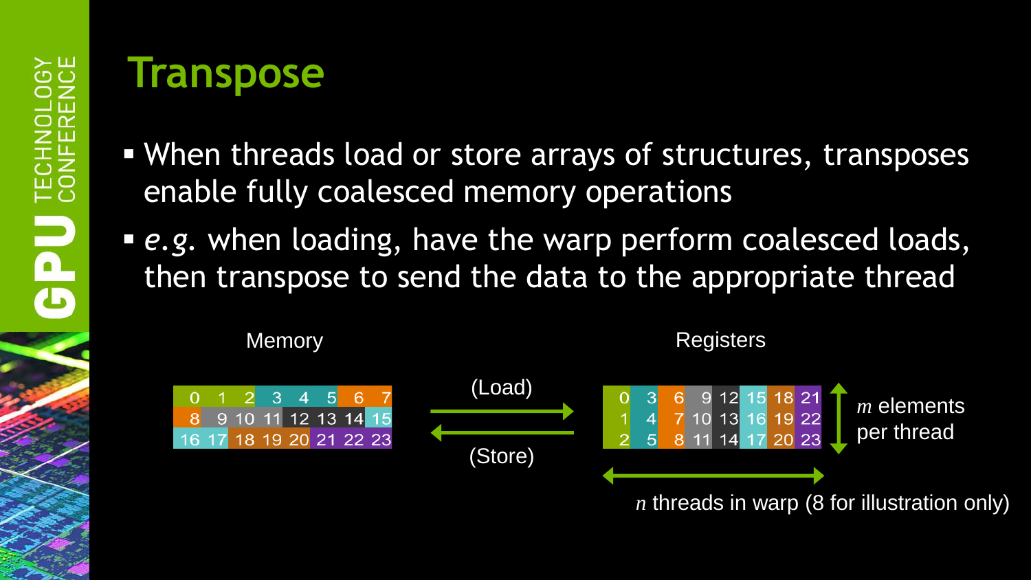# Transpose

- When threads load or store arrays of structures, transposes enable fully coalesced memory operations
- *e.g.* when loading, have the warp perform coalesced loads, then transpose to send the data to the appropriate thread

**Memory**

| | | | | | | | |
|---|---|---|---|---|---|---|---|
| 0 | 1 | 2 | 3 | 4 | 5 | 6 | 7 |
| 8 | 9 | 10 | 11 | 12 | 13 | 14 | 15 |
| 16 | 17 | 18 | 19 | 20 | 21 | 22 | 23 |

(Load) →

← (Store)

**Registers**

| | | | | | | | |
|---|---|---|---|---|---|---|---|
| 0 | 3 | 6 | 9 | 12 | 15 | 18 | 21 |
| 1 | 4 | 7 | 10 | 13 | 16 | 19 | 22 |
| 2 | 5 | 8 | 11 | 14 | 17 | 20 | 23 |

$m$ elements per thread

$n$ threads in warp (8 for illustration only)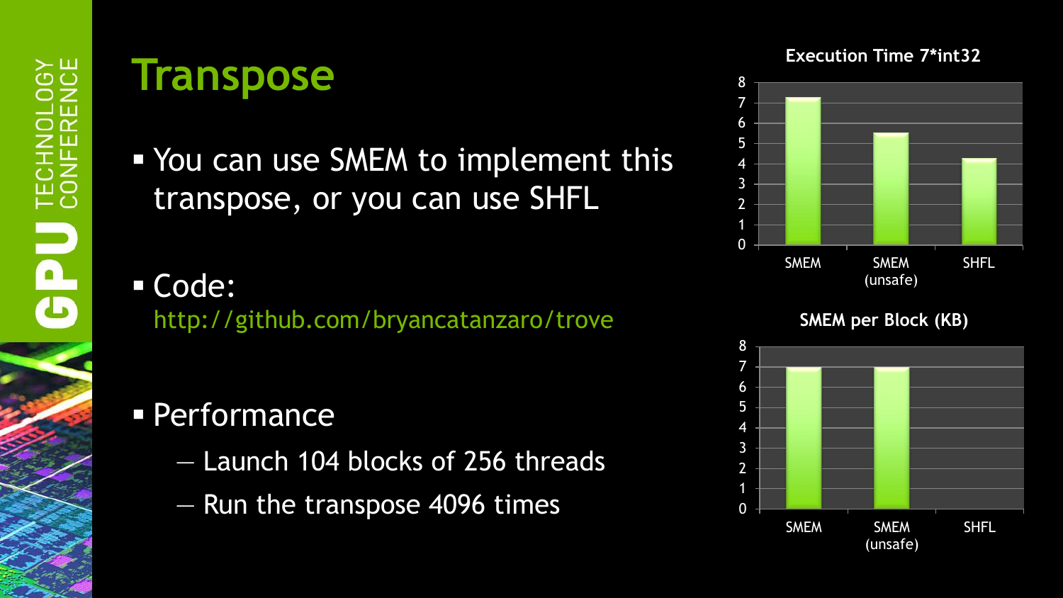# Transpose

- You can use SMEM to implement this transpose, or you can use SHFL

- Code:
  http://github.com/bryancatanzaro/trove

- Performance
  - Launch 104 blocks of 256 threads
  - Run the transpose 4096 times

**Execution Time 7*int32**

| | SMEM | SMEM (unsafe) | SHFL |
|---|---|---|---|
| Execution Time | ~7.3 | ~5.5 | ~4.3 |

**SMEM per Block (KB)**

| | SMEM | SMEM (unsafe) | SHFL |
|---|---|---|---|
| SMEM per Block (KB) | 7 | 7 | 0 |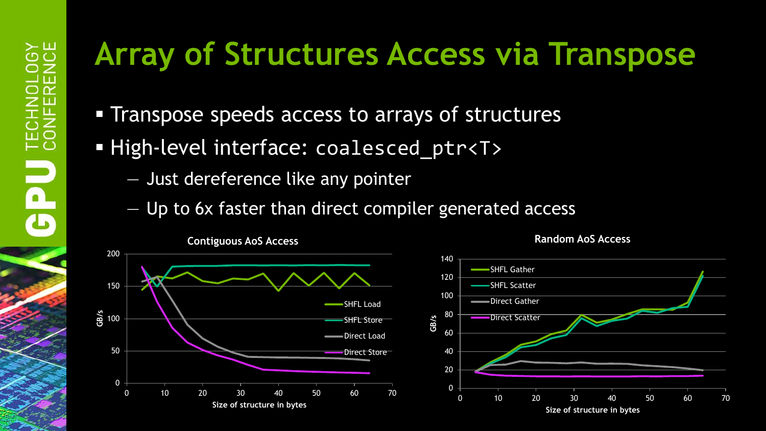# Array of Structures Access via Transpose

- Transpose speeds access to arrays of structures
- High-level interface: `coalesced_ptr<T>`
  - Just dereference like any pointer
  - Up to 6x faster than direct compiler generated access

**Contiguous AoS Access**

**Random AoS Access**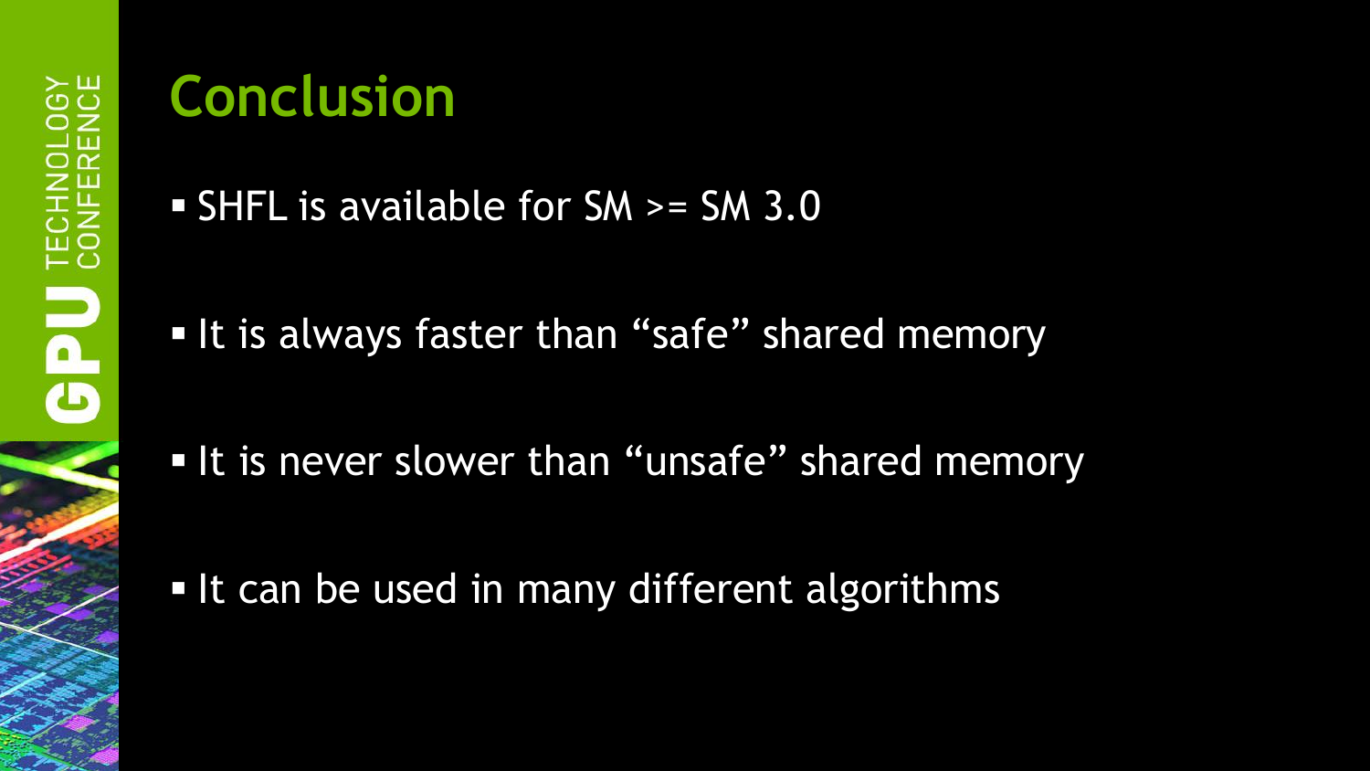# Conclusion

- SHFL is available for SM >= SM 3.0
- It is always faster than “safe” shared memory
- It is never slower than “unsafe” shared memory
- It can be used in many different algorithms